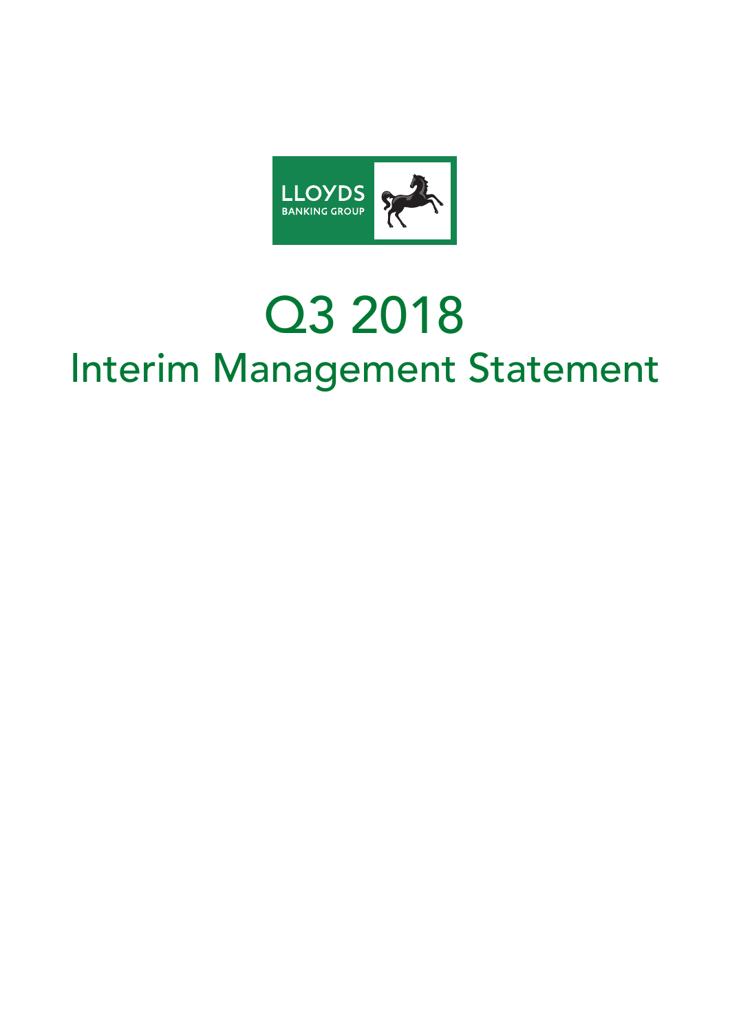LLOYDS BANKING GROUP

# Q3 2018

## Interim Management Statement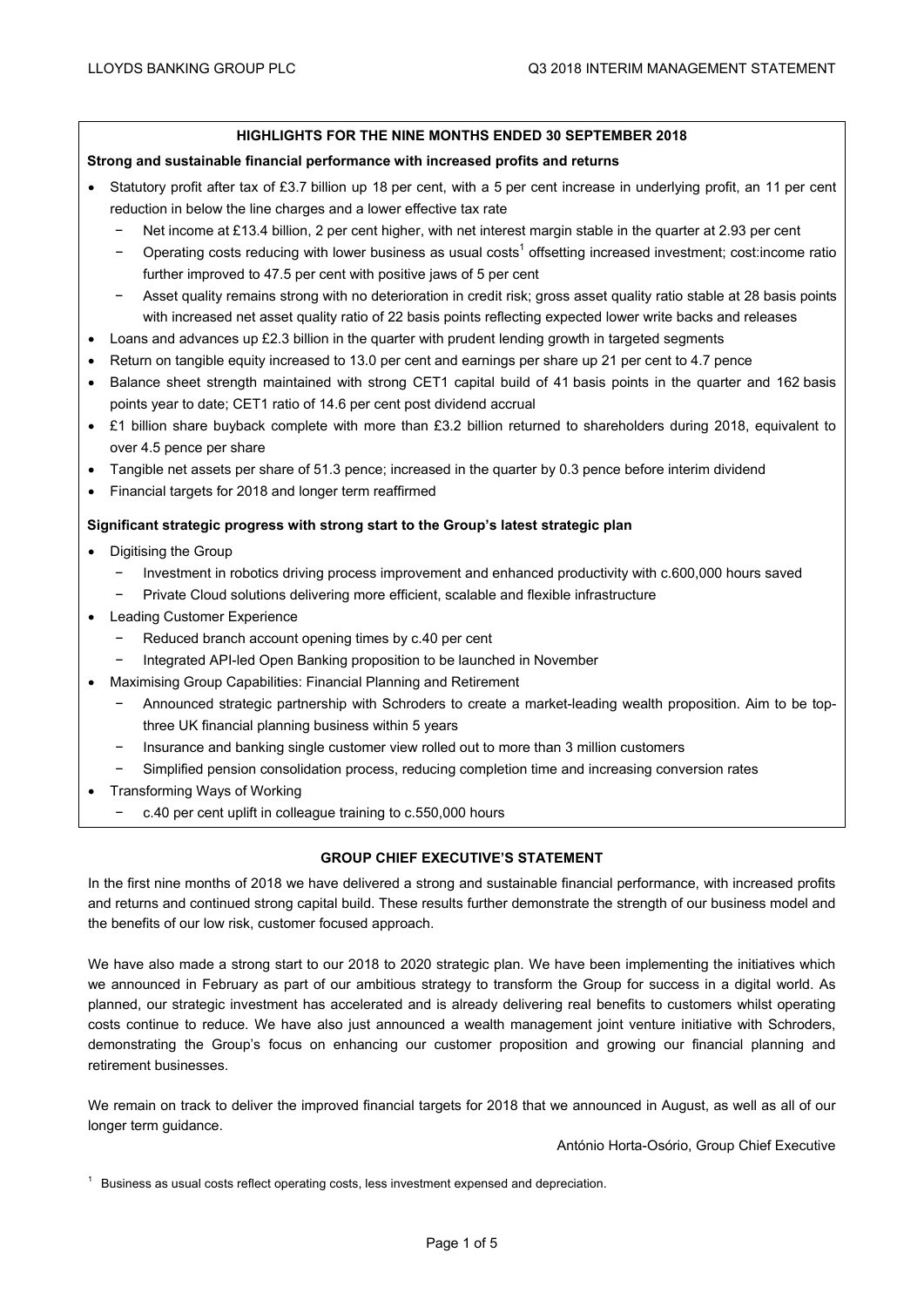## HIGHLIGHTS FOR THE NINE MONTHS ENDED 30 SEPTEMBER 2018

**Strong and sustainable financial performance with increased profits and returns**

- Statutory profit after tax of £3.7 billion up 18 per cent, with a 5 per cent increase in underlying profit, an 11 per cent reduction in below the line charges and a lower effective tax rate
  - Net income at £13.4 billion, 2 per cent higher, with net interest margin stable in the quarter at 2.93 per cent
  - Operating costs reducing with lower business as usual costs[1] offsetting increased investment; cost:income ratio further improved to 47.5 per cent with positive jaws of 5 per cent
  - Asset quality remains strong with no deterioration in credit risk; gross asset quality ratio stable at 28 basis points with increased net asset quality ratio of 22 basis points reflecting expected lower write backs and releases
- Loans and advances up £2.3 billion in the quarter with prudent lending growth in targeted segments
- Return on tangible equity increased to 13.0 per cent and earnings per share up 21 per cent to 4.7 pence
- Balance sheet strength maintained with strong CET1 capital build of 41 basis points in the quarter and 162 basis points year to date; CET1 ratio of 14.6 per cent post dividend accrual
- £1 billion share buyback complete with more than £3.2 billion returned to shareholders during 2018, equivalent to over 4.5 pence per share
- Tangible net assets per share of 51.3 pence; increased in the quarter by 0.3 pence before interim dividend
- Financial targets for 2018 and longer term reaffirmed

**Significant strategic progress with strong start to the Group's latest strategic plan**

- Digitising the Group
  - Investment in robotics driving process improvement and enhanced productivity with c.600,000 hours saved
  - Private Cloud solutions delivering more efficient, scalable and flexible infrastructure
- Leading Customer Experience
  - Reduced branch account opening times by c.40 per cent
  - Integrated API-led Open Banking proposition to be launched in November
- Maximising Group Capabilities: Financial Planning and Retirement
  - Announced strategic partnership with Schroders to create a market-leading wealth proposition. Aim to be top-three UK financial planning business within 5 years
  - Insurance and banking single customer view rolled out to more than 3 million customers
  - Simplified pension consolidation process, reducing completion time and increasing conversion rates
- Transforming Ways of Working
  - c.40 per cent uplift in colleague training to c.550,000 hours

## GROUP CHIEF EXECUTIVE'S STATEMENT

In the first nine months of 2018 we have delivered a strong and sustainable financial performance, with increased profits and returns and continued strong capital build. These results further demonstrate the strength of our business model and the benefits of our low risk, customer focused approach.

We have also made a strong start to our 2018 to 2020 strategic plan. We have been implementing the initiatives which we announced in February as part of our ambitious strategy to transform the Group for success in a digital world. As planned, our strategic investment has accelerated and is already delivering real benefits to customers whilst operating costs continue to reduce. We have also just announced a wealth management joint venture initiative with Schroders, demonstrating the Group's focus on enhancing our customer proposition and growing our financial planning and retirement businesses.

We remain on track to deliver the improved financial targets for 2018 that we announced in August, as well as all of our longer term guidance.

António Horta-Osório, Group Chief Executive

[1] Business as usual costs reflect operating costs, less investment expensed and depreciation.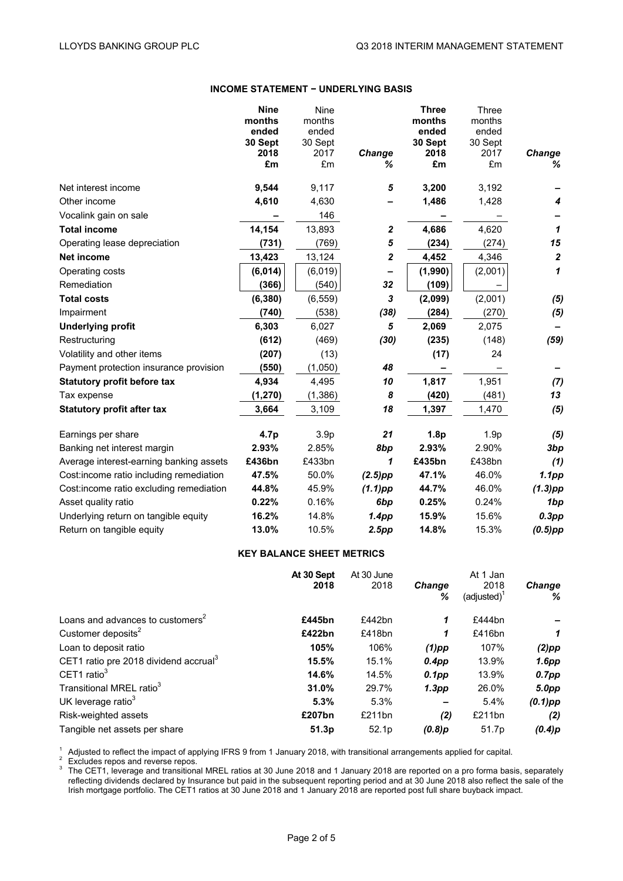## INCOME STATEMENT − UNDERLYING BASIS

| | **Nine months ended 30 Sept 2018 £m** | Nine months ended 30 Sept 2017 £m | ***Change %*** | **Three months ended 30 Sept 2018 £m** | Three months ended 30 Sept 2017 £m | ***Change %*** |
|---|---|---|---|---|---|---|
| Net interest income | **9,544** | 9,117 | ***5*** | **3,200** | 3,192 | ***–*** |
| Other income | **4,610** | 4,630 | ***–*** | **1,486** | 1,428 | ***4*** |
| Vocalink gain on sale | **–** | 146 | ***–*** | **–** | – | ***–*** |
| **Total income** | **14,154** | 13,893 | ***2*** | **4,686** | 4,620 | ***1*** |
| Operating lease depreciation | **(731)** | (769) | ***5*** | **(234)** | (274) | ***15*** |
| **Net income** | **13,423** | 13,124 | ***2*** | **4,452** | 4,346 | ***2*** |
| Operating costs | **(6,014)** | (6,019) | ***–*** | **(1,990)** | (2,001) | ***1*** |
| Remediation | **(366)** | (540) | ***32*** | **(109)** | – | |
| **Total costs** | **(6,380)** | (6,559) | ***3*** | **(2,099)** | (2,001) | ***(5)*** |
| Impairment | **(740)** | (538) | ***(38)*** | **(284)** | (270) | ***(5)*** |
| **Underlying profit** | **6,303** | 6,027 | ***5*** | **2,069** | 2,075 | ***–*** |
| Restructuring | **(612)** | (469) | ***(30)*** | **(235)** | (148) | ***(59)*** |
| Volatility and other items | **(207)** | (13) | | **(17)** | 24 | |
| Payment protection insurance provision | **(550)** | (1,050) | ***48*** | **–** | – | ***–*** |
| **Statutory profit before tax** | **4,934** | 4,495 | ***10*** | **1,817** | 1,951 | ***(7)*** |
| Tax expense | **(1,270)** | (1,386) | ***8*** | **(420)** | (481) | ***13*** |
| **Statutory profit after tax** | **3,664** | 3,109 | ***18*** | **1,397** | 1,470 | ***(5)*** |
| | | | | | | |
| Earnings per share | **4.7p** | 3.9p | ***21*** | **1.8p** | 1.9p | ***(5)*** |
| Banking net interest margin | **2.93%** | 2.85% | ***8bp*** | **2.93%** | 2.90% | ***3bp*** |
| Average interest-earning banking assets | **£436bn** | £433bn | ***1*** | **£435bn** | £438bn | ***(1)*** |
| Cost:income ratio including remediation | **47.5%** | 50.0% | ***(2.5)pp*** | **47.1%** | 46.0% | ***1.1pp*** |
| Cost:income ratio excluding remediation | **44.8%** | 45.9% | ***(1.1)pp*** | **44.7%** | 46.0% | ***(1.3)pp*** |
| Asset quality ratio | **0.22%** | 0.16% | ***6bp*** | **0.25%** | 0.24% | ***1bp*** |
| Underlying return on tangible equity | **16.2%** | 14.8% | ***1.4pp*** | **15.9%** | 15.6% | ***0.3pp*** |
| Return on tangible equity | **13.0%** | 10.5% | ***2.5pp*** | **14.8%** | 15.3% | ***(0.5)pp*** |

## KEY BALANCE SHEET METRICS

| | **At 30 Sept 2018** | At 30 June 2018 | ***Change %*** | At 1 Jan 2018 (adjusted)[1] | ***Change %*** |
|---|---|---|---|---|---|
| Loans and advances to customers[2] | **£445bn** | £442bn | ***1*** | £444bn | ***–*** |
| Customer deposits[2] | **£422bn** | £418bn | ***1*** | £416bn | ***1*** |
| Loan to deposit ratio | **105%** | 106% | ***(1)pp*** | 107% | ***(2)pp*** |
| CET1 ratio pre 2018 dividend accrual[3] | **15.5%** | 15.1% | ***0.4pp*** | 13.9% | ***1.6pp*** |
| CET1 ratio[3] | **14.6%** | 14.5% | ***0.1pp*** | 13.9% | ***0.7pp*** |
| Transitional MREL ratio[3] | **31.0%** | 29.7% | ***1.3pp*** | 26.0% | ***5.0pp*** |
| UK leverage ratio[3] | **5.3%** | 5.3% | ***–*** | 5.4% | ***(0.1)pp*** |
| Risk-weighted assets | **£207bn** | £211bn | ***(2)*** | £211bn | ***(2)*** |
| Tangible net assets per share | **51.3p** | 52.1p | ***(0.8)p*** | 51.7p | ***(0.4)p*** |

[1] Adjusted to reflect the impact of applying IFRS 9 from 1 January 2018, with transitional arrangements applied for capital.
[2] Excludes repos and reverse repos.
[3] The CET1, leverage and transitional MREL ratios at 30 June 2018 and 1 January 2018 are reported on a pro forma basis, separately reflecting dividends declared by Insurance but paid in the subsequent reporting period and at 30 June 2018 also reflect the sale of the Irish mortgage portfolio. The CET1 ratios at 30 June 2018 and 1 January 2018 are reported post full share buyback impact.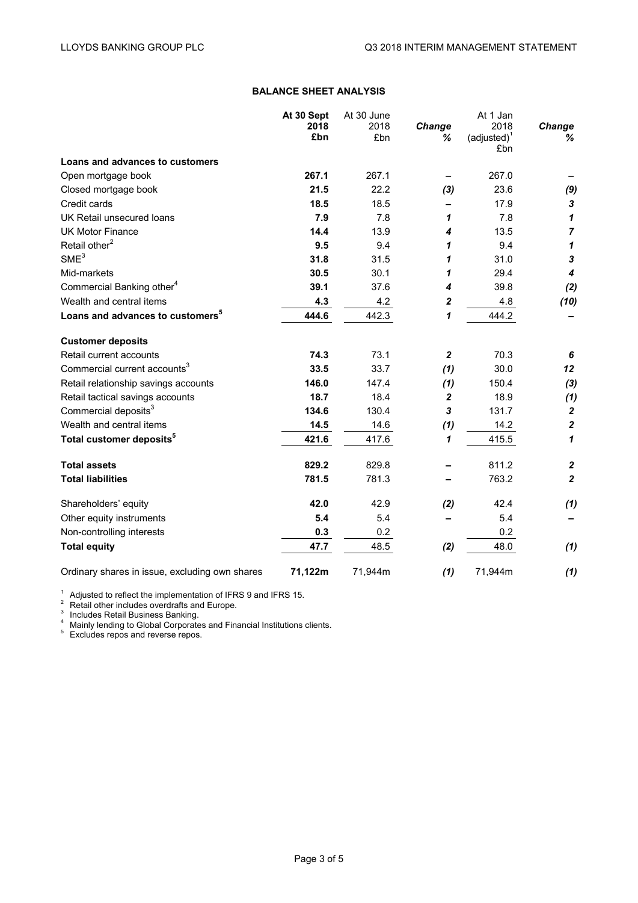## BALANCE SHEET ANALYSIS

| | At 30 Sept 2018 £bn | At 30 June 2018 £bn | Change % | At 1 Jan 2018 (adjusted)[1] £bn | Change % |
|---|---|---|---|---|---|
| **Loans and advances to customers** | | | | | |
| Open mortgage book | **267.1** | 267.1 | – | 267.0 | – |
| Closed mortgage book | **21.5** | 22.2 | *(3)* | 23.6 | *(9)* |
| Credit cards | **18.5** | 18.5 | – | 17.9 | *3* |
| UK Retail unsecured loans | **7.9** | 7.8 | *1* | 7.8 | *1* |
| UK Motor Finance | **14.4** | 13.9 | *4* | 13.5 | *7* |
| Retail other[2] | **9.5** | 9.4 | *1* | 9.4 | *1* |
| SME[3] | **31.8** | 31.5 | *1* | 31.0 | *3* |
| Mid-markets | **30.5** | 30.1 | *1* | 29.4 | *4* |
| Commercial Banking other[4] | **39.1** | 37.6 | *4* | 39.8 | *(2)* |
| Wealth and central items | **4.3** | 4.2 | *2* | 4.8 | *(10)* |
| **Loans and advances to customers[5]** | **444.6** | 442.3 | *1* | 444.2 | – |
| **Customer deposits** | | | | | |
| Retail current accounts | **74.3** | 73.1 | *2* | 70.3 | *6* |
| Commercial current accounts[3] | **33.5** | 33.7 | *(1)* | 30.0 | *12* |
| Retail relationship savings accounts | **146.0** | 147.4 | *(1)* | 150.4 | *(3)* |
| Retail tactical savings accounts | **18.7** | 18.4 | *2* | 18.9 | *(1)* |
| Commercial deposits[3] | **134.6** | 130.4 | *3* | 131.7 | *2* |
| Wealth and central items | **14.5** | 14.6 | *(1)* | 14.2 | *2* |
| **Total customer deposits[5]** | **421.6** | 417.6 | *1* | 415.5 | *1* |
| **Total assets** | **829.2** | 829.8 | – | 811.2 | *2* |
| **Total liabilities** | **781.5** | 781.3 | – | 763.2 | *2* |
| Shareholders' equity | **42.0** | 42.9 | *(2)* | 42.4 | *(1)* |
| Other equity instruments | **5.4** | 5.4 | – | 5.4 | – |
| Non-controlling interests | **0.3** | 0.2 | | 0.2 | |
| **Total equity** | **47.7** | 48.5 | *(2)* | 48.0 | *(1)* |
| Ordinary shares in issue, excluding own shares | **71,122m** | 71,944m | *(1)* | 71,944m | *(1)* |

[1] Adjusted to reflect the implementation of IFRS 9 and IFRS 15.
[2] Retail other includes overdrafts and Europe.
[3] Includes Retail Business Banking.
[4] Mainly lending to Global Corporates and Financial Institutions clients.
[5] Excludes repos and reverse repos.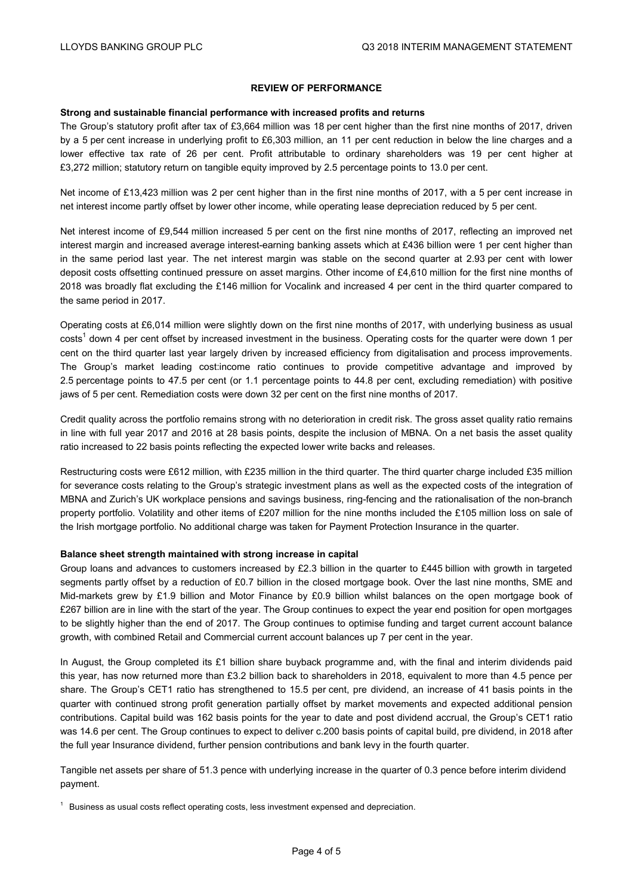## REVIEW OF PERFORMANCE

**Strong and sustainable financial performance with increased profits and returns**

The Group's statutory profit after tax of £3,664 million was 18 per cent higher than the first nine months of 2017, driven by a 5 per cent increase in underlying profit to £6,303 million, an 11 per cent reduction in below the line charges and a lower effective tax rate of 26 per cent. Profit attributable to ordinary shareholders was 19 per cent higher at £3,272 million; statutory return on tangible equity improved by 2.5 percentage points to 13.0 per cent.

Net income of £13,423 million was 2 per cent higher than in the first nine months of 2017, with a 5 per cent increase in net interest income partly offset by lower other income, while operating lease depreciation reduced by 5 per cent.

Net interest income of £9,544 million increased 5 per cent on the first nine months of 2017, reflecting an improved net interest margin and increased average interest-earning banking assets which at £436 billion were 1 per cent higher than in the same period last year. The net interest margin was stable on the second quarter at 2.93 per cent with lower deposit costs offsetting continued pressure on asset margins. Other income of £4,610 million for the first nine months of 2018 was broadly flat excluding the £146 million for Vocalink and increased 4 per cent in the third quarter compared to the same period in 2017.

Operating costs at £6,014 million were slightly down on the first nine months of 2017, with underlying business as usual costs[1] down 4 per cent offset by increased investment in the business. Operating costs for the quarter were down 1 per cent on the third quarter last year largely driven by increased efficiency from digitalisation and process improvements. The Group's market leading cost:income ratio continues to provide competitive advantage and improved by 2.5 percentage points to 47.5 per cent (or 1.1 percentage points to 44.8 per cent, excluding remediation) with positive jaws of 5 per cent. Remediation costs were down 32 per cent on the first nine months of 2017.

Credit quality across the portfolio remains strong with no deterioration in credit risk. The gross asset quality ratio remains in line with full year 2017 and 2016 at 28 basis points, despite the inclusion of MBNA. On a net basis the asset quality ratio increased to 22 basis points reflecting the expected lower write backs and releases.

Restructuring costs were £612 million, with £235 million in the third quarter. The third quarter charge included £35 million for severance costs relating to the Group's strategic investment plans as well as the expected costs of the integration of MBNA and Zurich's UK workplace pensions and savings business, ring-fencing and the rationalisation of the non-branch property portfolio. Volatility and other items of £207 million for the nine months included the £105 million loss on sale of the Irish mortgage portfolio. No additional charge was taken for Payment Protection Insurance in the quarter.

**Balance sheet strength maintained with strong increase in capital**

Group loans and advances to customers increased by £2.3 billion in the quarter to £445 billion with growth in targeted segments partly offset by a reduction of £0.7 billion in the closed mortgage book. Over the last nine months, SME and Mid-markets grew by £1.9 billion and Motor Finance by £0.9 billion whilst balances on the open mortgage book of £267 billion are in line with the start of the year. The Group continues to expect the year end position for open mortgages to be slightly higher than the end of 2017. The Group continues to optimise funding and target current account balance growth, with combined Retail and Commercial current account balances up 7 per cent in the year.

In August, the Group completed its £1 billion share buyback programme and, with the final and interim dividends paid this year, has now returned more than £3.2 billion back to shareholders in 2018, equivalent to more than 4.5 pence per share. The Group's CET1 ratio has strengthened to 15.5 per cent, pre dividend, an increase of 41 basis points in the quarter with continued strong profit generation partially offset by market movements and expected additional pension contributions. Capital build was 162 basis points for the year to date and post dividend accrual, the Group's CET1 ratio was 14.6 per cent. The Group continues to expect to deliver c.200 basis points of capital build, pre dividend, in 2018 after the full year Insurance dividend, further pension contributions and bank levy in the fourth quarter.

Tangible net assets per share of 51.3 pence with underlying increase in the quarter of 0.3 pence before interim dividend payment.

[1] Business as usual costs reflect operating costs, less investment expensed and depreciation.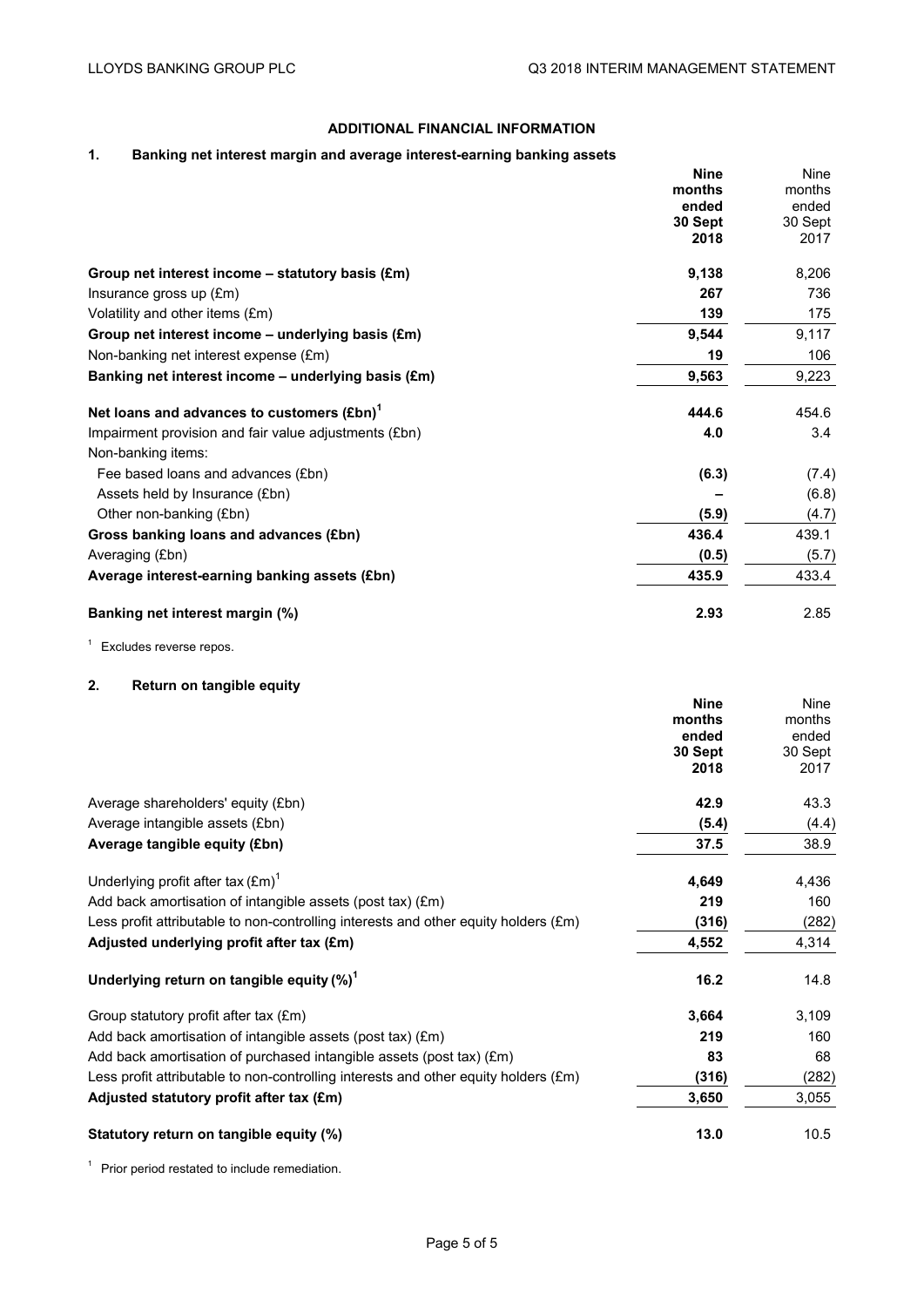## ADDITIONAL FINANCIAL INFORMATION

### 1. Banking net interest margin and average interest-earning banking assets

| | **Nine months ended 30 Sept 2018** | Nine months ended 30 Sept 2017 |
|---|---|---|
| **Group net interest income – statutory basis (£m)** | **9,138** | 8,206 |
| Insurance gross up (£m) | **267** | 736 |
| Volatility and other items (£m) | **139** | 175 |
| **Group net interest income – underlying basis (£m)** | **9,544** | 9,117 |
| Non-banking net interest expense (£m) | **19** | 106 |
| **Banking net interest income – underlying basis (£m)** | **9,563** | 9,223 |
| | | |
| **Net loans and advances to customers (£bn)**[1] | **444.6** | 454.6 |
| Impairment provision and fair value adjustments (£bn) | **4.0** | 3.4 |
| Non-banking items: | | |
| Fee based loans and advances (£bn) | **(6.3)** | (7.4) |
| Assets held by Insurance (£bn) | **–** | (6.8) |
| Other non-banking (£bn) | **(5.9)** | (4.7) |
| **Gross banking loans and advances (£bn)** | **436.4** | 439.1 |
| Averaging (£bn) | **(0.5)** | (5.7) |
| **Average interest-earning banking assets (£bn)** | **435.9** | 433.4 |
| | | |
| **Banking net interest margin (%)** | **2.93** | 2.85 |

[1] Excludes reverse repos.

### 2. Return on tangible equity

| | **Nine months ended 30 Sept 2018** | Nine months ended 30 Sept 2017 |
|---|---|---|
| Average shareholders' equity (£bn) | **42.9** | 43.3 |
| Average intangible assets (£bn) | **(5.4)** | (4.4) |
| **Average tangible equity (£bn)** | **37.5** | 38.9 |
| | | |
| Underlying profit after tax (£m)[1] | **4,649** | 4,436 |
| Add back amortisation of intangible assets (post tax) (£m) | **219** | 160 |
| Less profit attributable to non-controlling interests and other equity holders (£m) | **(316)** | (282) |
| **Adjusted underlying profit after tax (£m)** | **4,552** | 4,314 |
| | | |
| **Underlying return on tangible equity (%)**[1] | **16.2** | 14.8 |
| | | |
| Group statutory profit after tax (£m) | **3,664** | 3,109 |
| Add back amortisation of intangible assets (post tax) (£m) | **219** | 160 |
| Add back amortisation of purchased intangible assets (post tax) (£m) | **83** | 68 |
| Less profit attributable to non-controlling interests and other equity holders (£m) | **(316)** | (282) |
| **Adjusted statutory profit after tax (£m)** | **3,650** | 3,055 |
| | | |
| **Statutory return on tangible equity (%)** | **13.0** | 10.5 |

[1] Prior period restated to include remediation.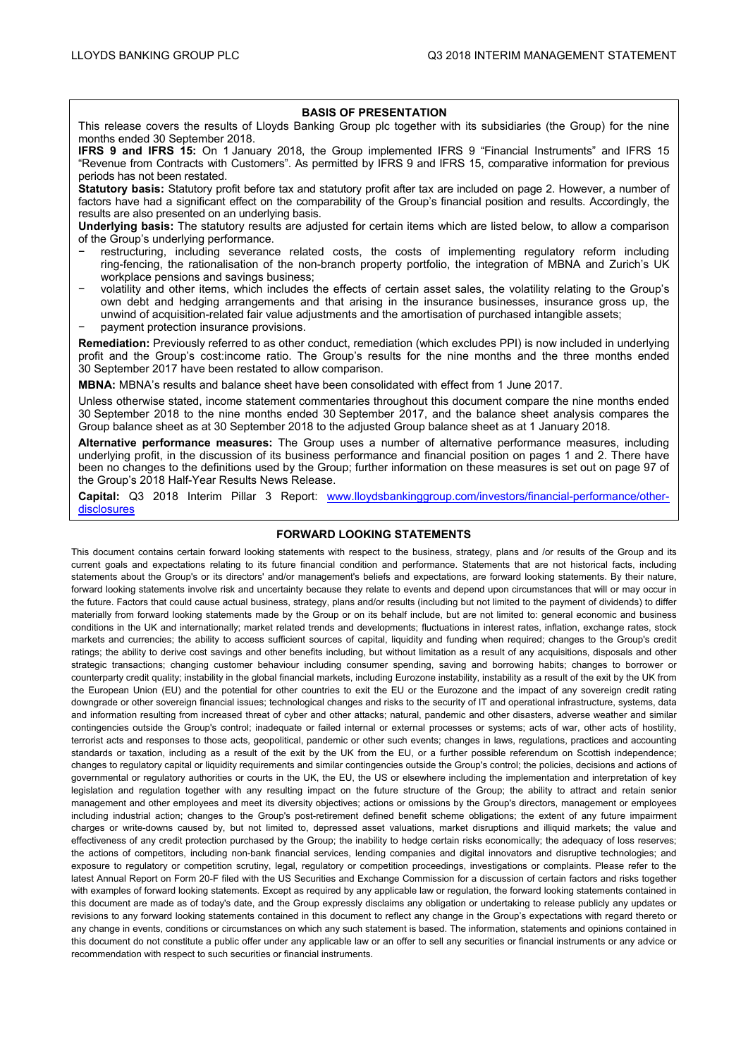## BASIS OF PRESENTATION

This release covers the results of Lloyds Banking Group plc together with its subsidiaries (the Group) for the nine months ended 30 September 2018.

**IFRS 9 and IFRS 15:** On 1 January 2018, the Group implemented IFRS 9 "Financial Instruments" and IFRS 15 "Revenue from Contracts with Customers". As permitted by IFRS 9 and IFRS 15, comparative information for previous periods has not been restated.

**Statutory basis:** Statutory profit before tax and statutory profit after tax are included on page 2. However, a number of factors have had a significant effect on the comparability of the Group's financial position and results. Accordingly, the results are also presented on an underlying basis.

**Underlying basis:** The statutory results are adjusted for certain items which are listed below, to allow a comparison of the Group's underlying performance.

- restructuring, including severance related costs, the costs of implementing regulatory reform including ring-fencing, the rationalisation of the non-branch property portfolio, the integration of MBNA and Zurich's UK workplace pensions and savings business;
- volatility and other items, which includes the effects of certain asset sales, the volatility relating to the Group's own debt and hedging arrangements and that arising in the insurance businesses, insurance gross up, the unwind of acquisition-related fair value adjustments and the amortisation of purchased intangible assets;
- payment protection insurance provisions.

**Remediation:** Previously referred to as other conduct, remediation (which excludes PPI) is now included in underlying profit and the Group's cost:income ratio. The Group's results for the nine months and the three months ended 30 September 2017 have been restated to allow comparison.

**MBNA:** MBNA's results and balance sheet have been consolidated with effect from 1 June 2017.

Unless otherwise stated, income statement commentaries throughout this document compare the nine months ended 30 September 2018 to the nine months ended 30 September 2017, and the balance sheet analysis compares the Group balance sheet as at 30 September 2018 to the adjusted Group balance sheet as at 1 January 2018.

**Alternative performance measures:** The Group uses a number of alternative performance measures, including underlying profit, in the discussion of its business performance and financial position on pages 1 and 2. There have been no changes to the definitions used by the Group; further information on these measures is set out on page 97 of the Group's 2018 Half-Year Results News Release.

**Capital:** Q3 2018 Interim Pillar 3 Report: www.lloydsbankinggroup.com/investors/financial-performance/other-disclosures

## FORWARD LOOKING STATEMENTS

This document contains certain forward looking statements with respect to the business, strategy, plans and /or results of the Group and its current goals and expectations relating to its future financial condition and performance. Statements that are not historical facts, including statements about the Group's or its directors' and/or management's beliefs and expectations, are forward looking statements. By their nature, forward looking statements involve risk and uncertainty because they relate to events and depend upon circumstances that will or may occur in the future. Factors that could cause actual business, strategy, plans and/or results (including but not limited to the payment of dividends) to differ materially from forward looking statements made by the Group or on its behalf include, but are not limited to: general economic and business conditions in the UK and internationally; market related trends and developments; fluctuations in interest rates, inflation, exchange rates, stock markets and currencies; the ability to access sufficient sources of capital, liquidity and funding when required; changes to the Group's credit ratings; the ability to derive cost savings and other benefits including, but without limitation as a result of any acquisitions, disposals and other strategic transactions; changing customer behaviour including consumer spending, saving and borrowing habits; changes to borrower or counterparty credit quality; instability in the global financial markets, including Eurozone instability, instability as a result of the exit by the UK from the European Union (EU) and the potential for other countries to exit the EU or the Eurozone and the impact of any sovereign credit rating downgrade or other sovereign financial issues; technological changes and risks to the security of IT and operational infrastructure, systems, data and information resulting from increased threat of cyber and other attacks; natural, pandemic and other disasters, adverse weather and similar contingencies outside the Group's control; inadequate or failed internal or external processes or systems; acts of war, other acts of hostility, terrorist acts and responses to those acts, geopolitical, pandemic or other such events; changes in laws, regulations, practices and accounting standards or taxation, including as a result of the exit by the UK from the EU, or a further possible referendum on Scottish independence; changes to regulatory capital or liquidity requirements and similar contingencies outside the Group's control; the policies, decisions and actions of governmental or regulatory authorities or courts in the UK, the EU, the US or elsewhere including the implementation and interpretation of key legislation and regulation together with any resulting impact on the future structure of the Group; the ability to attract and retain senior management and other employees and meet its diversity objectives; actions or omissions by the Group's directors, management or employees including industrial action; changes to the Group's post-retirement defined benefit scheme obligations; the extent of any future impairment charges or write-downs caused by, but not limited to, depressed asset valuations, market disruptions and illiquid markets; the value and effectiveness of any credit protection purchased by the Group; the inability to hedge certain risks economically; the adequacy of loss reserves; the actions of competitors, including non-bank financial services, lending companies and digital innovators and disruptive technologies; and exposure to regulatory or competition scrutiny, legal, regulatory or competition proceedings, investigations or complaints. Please refer to the latest Annual Report on Form 20-F filed with the US Securities and Exchange Commission for a discussion of certain factors and risks together with examples of forward looking statements. Except as required by any applicable law or regulation, the forward looking statements contained in this document are made as of today's date, and the Group expressly disclaims any obligation or undertaking to release publicly any updates or revisions to any forward looking statements contained in this document to reflect any change in the Group's expectations with regard thereto or any change in events, conditions or circumstances on which any such statement is based. The information, statements and opinions contained in this document do not constitute a public offer under any applicable law or an offer to sell any securities or financial instruments or any advice or recommendation with respect to such securities or financial instruments.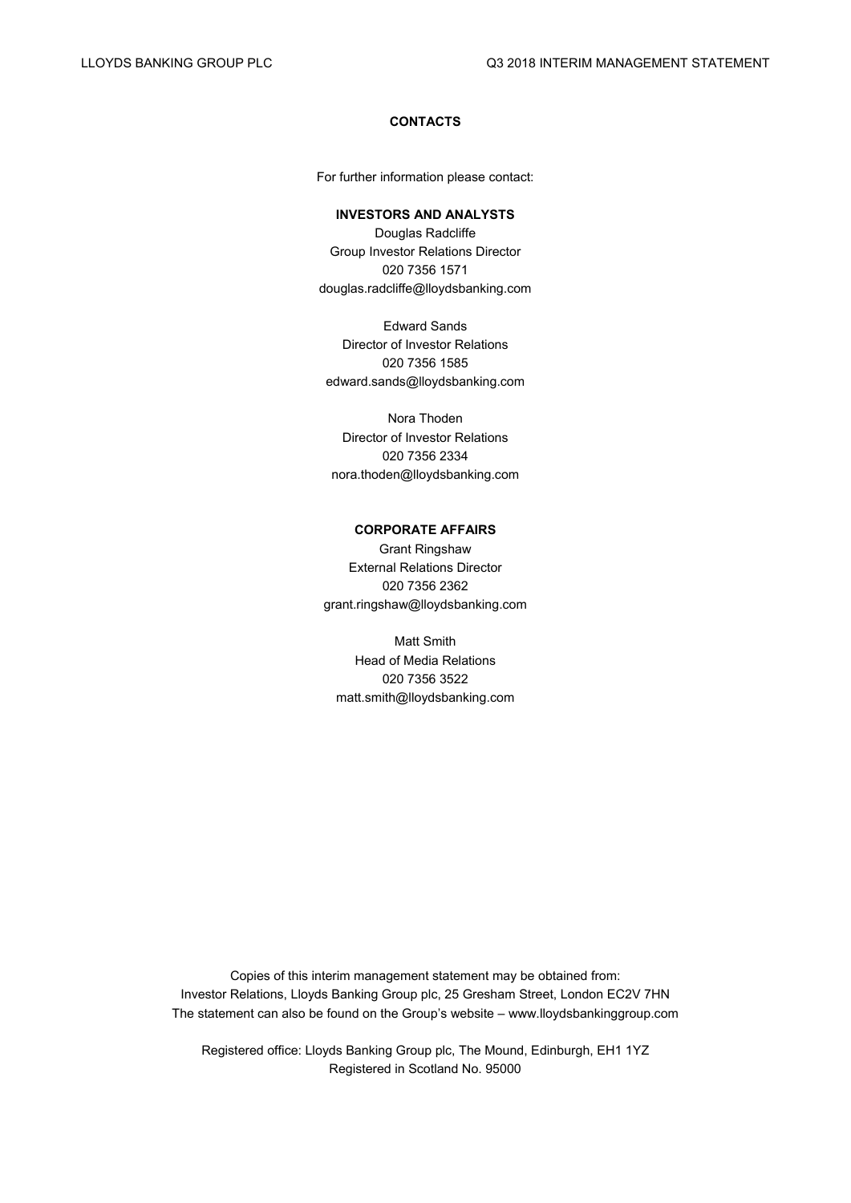## CONTACTS

For further information please contact:

**INVESTORS AND ANALYSTS**

Douglas Radcliffe
Group Investor Relations Director
020 7356 1571
douglas.radcliffe@lloydsbanking.com

Edward Sands
Director of Investor Relations
020 7356 1585
edward.sands@lloydsbanking.com

Nora Thoden
Director of Investor Relations
020 7356 2334
nora.thoden@lloydsbanking.com

**CORPORATE AFFAIRS**

Grant Ringshaw
External Relations Director
020 7356 2362
grant.ringshaw@lloydsbanking.com

Matt Smith
Head of Media Relations
020 7356 3522
matt.smith@lloydsbanking.com

Copies of this interim management statement may be obtained from:
Investor Relations, Lloyds Banking Group plc, 25 Gresham Street, London EC2V 7HN
The statement can also be found on the Group's website – www.lloydsbankinggroup.com

Registered office: Lloyds Banking Group plc, The Mound, Edinburgh, EH1 1YZ
Registered in Scotland No. 95000